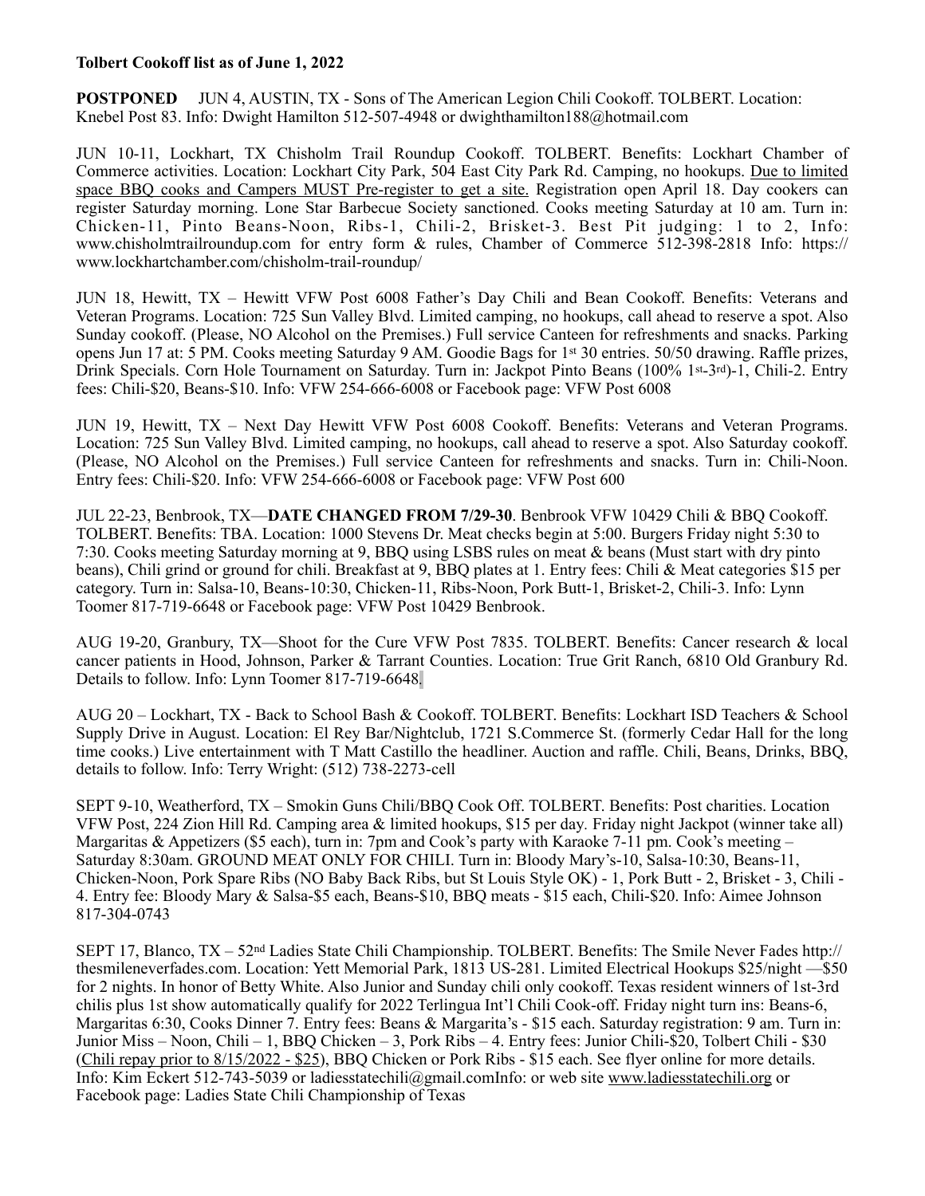**Tolbert Cookoff list as of June 1, 2022**

**POSTPONED** JUN 4, AUSTIN, TX - Sons of The American Legion Chili Cookoff. TOLBERT. Location: Knebel Post 83. Info: Dwight Hamilton 512-507-4948 or dwighthamilton188@hotmail.com

JUN 10-11, Lockhart, TX Chisholm Trail Roundup Cookoff. TOLBERT. Benefits: Lockhart Chamber of Commerce activities. Location: Lockhart City Park, 504 East City Park Rd. Camping, no hookups. Due to limited space BBQ cooks and Campers MUST Pre-register to get a site. Registration open April 18. Day cookers can register Saturday morning. Lone Star Barbecue Society sanctioned. Cooks meeting Saturday at 10 am. Turn in: Chicken-11, Pinto Beans-Noon, Ribs-1, Chili-2, Brisket-3. Best Pit judging: 1 to 2, Info: www.chisholmtrailroundup.com for entry form & rules, Chamber of Commerce 512-398-2818 Info: https://www.lockhartchamber.com/chisholm-trail-roundup/

JUN 18, Hewitt, TX – Hewitt VFW Post 6008 Father's Day Chili and Bean Cookoff. Benefits: Veterans and Veteran Programs. Location: 725 Sun Valley Blvd. Limited camping, no hookups, call ahead to reserve a spot. Also Sunday cookoff. (Please, NO Alcohol on the Premises.) Full service Canteen for refreshments and snacks. Parking opens Jun 17 at: 5 PM. Cooks meeting Saturday 9 AM. Goodie Bags for 1st 30 entries. 50/50 drawing. Raffle prizes, Drink Specials. Corn Hole Tournament on Saturday. Turn in: Jackpot Pinto Beans (100% 1st-3rd)-1, Chili-2. Entry fees: Chili-$20, Beans-$10. Info: VFW 254-666-6008 or Facebook page: VFW Post 6008

JUN 19, Hewitt, TX – Next Day Hewitt VFW Post 6008 Cookoff. Benefits: Veterans and Veteran Programs. Location: 725 Sun Valley Blvd. Limited camping, no hookups, call ahead to reserve a spot. Also Saturday cookoff. (Please, NO Alcohol on the Premises.) Full service Canteen for refreshments and snacks. Turn in: Chili-Noon. Entry fees: Chili-$20. Info: VFW 254-666-6008 or Facebook page: VFW Post 600

JUL 22-23, Benbrook, TX—**DATE CHANGED FROM 7/29-30**. Benbrook VFW 10429 Chili & BBQ Cookoff. TOLBERT. Benefits: TBA. Location: 1000 Stevens Dr. Meat checks begin at 5:00. Burgers Friday night 5:30 to 7:30. Cooks meeting Saturday morning at 9, BBQ using LSBS rules on meat & beans (Must start with dry pinto beans), Chili grind or ground for chili. Breakfast at 9, BBQ plates at 1. Entry fees: Chili & Meat categories $15 per category. Turn in: Salsa-10, Beans-10:30, Chicken-11, Ribs-Noon, Pork Butt-1, Brisket-2, Chili-3. Info: Lynn Toomer 817-719-6648 or Facebook page: VFW Post 10429 Benbrook.

AUG 19-20, Granbury, TX—Shoot for the Cure VFW Post 7835. TOLBERT. Benefits: Cancer research & local cancer patients in Hood, Johnson, Parker & Tarrant Counties. Location: True Grit Ranch, 6810 Old Granbury Rd. Details to follow. Info: Lynn Toomer 817-719-6648.

AUG 20 – Lockhart, TX - Back to School Bash & Cookoff. TOLBERT. Benefits: Lockhart ISD Teachers & School Supply Drive in August. Location: El Rey Bar/Nightclub, 1721 S.Commerce St. (formerly Cedar Hall for the long time cooks.) Live entertainment with T Matt Castillo the headliner. Auction and raffle. Chili, Beans, Drinks, BBQ, details to follow. Info: Terry Wright: (512) 738-2273-cell

SEPT 9-10, Weatherford, TX – Smokin Guns Chili/BBQ Cook Off. TOLBERT. Benefits: Post charities. Location VFW Post, 224 Zion Hill Rd. Camping area & limited hookups, $15 per day. Friday night Jackpot (winner take all) Margaritas & Appetizers ($5 each), turn in: 7pm and Cook's party with Karaoke 7-11 pm. Cook's meeting – Saturday 8:30am. GROUND MEAT ONLY FOR CHILI. Turn in: Bloody Mary's-10, Salsa-10:30, Beans-11, Chicken-Noon, Pork Spare Ribs (NO Baby Back Ribs, but St Louis Style OK) - 1, Pork Butt - 2, Brisket - 3, Chili - 4. Entry fee: Bloody Mary & Salsa-$5 each, Beans-$10, BBQ meats - $15 each, Chili-$20. Info: Aimee Johnson 817-304-0743

SEPT 17, Blanco, TX – 52nd Ladies State Chili Championship. TOLBERT. Benefits: The Smile Never Fades http://thesmileneverfades.com. Location: Yett Memorial Park, 1813 US-281. Limited Electrical Hookups $25/night —$50 for 2 nights. In honor of Betty White. Also Junior and Sunday chili only cookoff. Texas resident winners of 1st-3rd chilis plus 1st show automatically qualify for 2022 Terlingua Int'l Chili Cook-off. Friday night turn ins: Beans-6, Margaritas 6:30, Cooks Dinner 7. Entry fees: Beans & Margarita's - $15 each. Saturday registration: 9 am. Turn in: Junior Miss – Noon, Chili – 1, BBQ Chicken – 3, Pork Ribs – 4. Entry fees: Junior Chili-$20, Tolbert Chili - $30 (Chili repay prior to 8/15/2022 - $25), BBQ Chicken or Pork Ribs - $15 each. See flyer online for more details. Info: Kim Eckert 512-743-5039 or ladiesstatechili@gmail.comInfo: or web site www.ladiesstatechili.org or Facebook page: Ladies State Chili Championship of Texas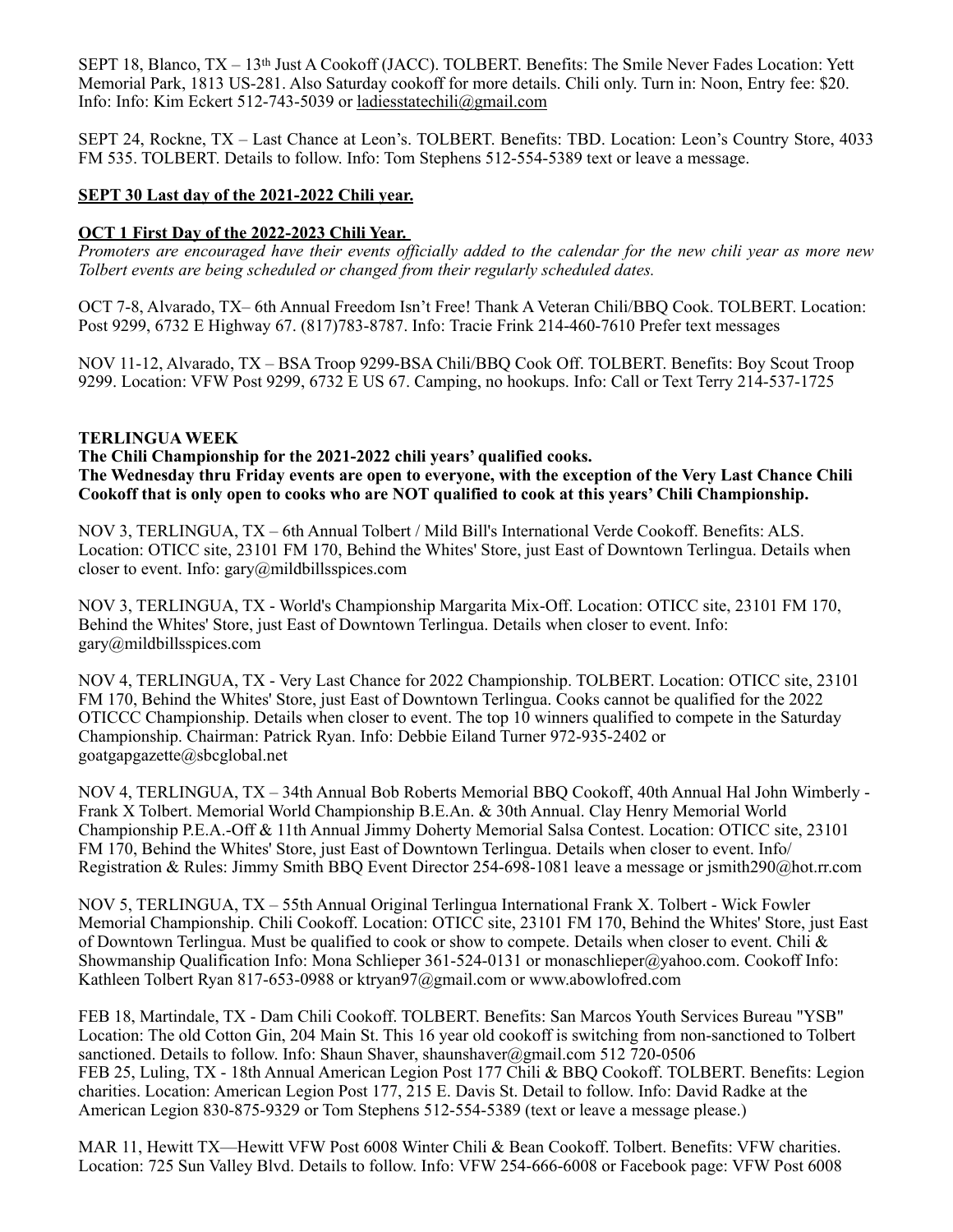SEPT 18, Blanco, TX – 13th Just A Cookoff (JACC). TOLBERT. Benefits: The Smile Never Fades Location: Yett Memorial Park, 1813 US-281. Also Saturday cookoff for more details. Chili only. Turn in: Noon, Entry fee: $20. Info: Info: Kim Eckert 512-743-5039 or ladiesstatechili@gmail.com

SEPT 24, Rockne, TX – Last Chance at Leon's. TOLBERT. Benefits: TBD. Location: Leon's Country Store, 4033 FM 535. TOLBERT. Details to follow. Info: Tom Stephens 512-554-5389 text or leave a message.

**SEPT 30 Last day of the 2021-2022 Chili year.**

**OCT 1 First Day of the 2022-2023 Chili Year.**

*Promoters are encouraged have their events officially added to the calendar for the new chili year as more new Tolbert events are being scheduled or changed from their regularly scheduled dates.*

OCT 7-8, Alvarado, TX– 6th Annual Freedom Isn't Free! Thank A Veteran Chili/BBQ Cook. TOLBERT. Location: Post 9299, 6732 E Highway 67. (817)783-8787. Info: Tracie Frink 214-460-7610 Prefer text messages

NOV 11-12, Alvarado, TX – BSA Troop 9299-BSA Chili/BBQ Cook Off. TOLBERT. Benefits: Boy Scout Troop 9299. Location: VFW Post 9299, 6732 E US 67. Camping, no hookups. Info: Call or Text Terry 214-537-1725

**TERLINGUA WEEK**

**The Chili Championship for the 2021-2022 chili years' qualified cooks.**

**The Wednesday thru Friday events are open to everyone, with the exception of the Very Last Chance Chili Cookoff that is only open to cooks who are NOT qualified to cook at this years' Chili Championship.**

NOV 3, TERLINGUA, TX – 6th Annual Tolbert / Mild Bill's International Verde Cookoff. Benefits: ALS. Location: OTICC site, 23101 FM 170, Behind the Whites' Store, just East of Downtown Terlingua. Details when closer to event. Info: gary@mildbillsspices.com

NOV 3, TERLINGUA, TX - World's Championship Margarita Mix-Off. Location: OTICC site, 23101 FM 170, Behind the Whites' Store, just East of Downtown Terlingua. Details when closer to event. Info: gary@mildbillsspices.com

NOV 4, TERLINGUA, TX - Very Last Chance for 2022 Championship. TOLBERT. Location: OTICC site, 23101 FM 170, Behind the Whites' Store, just East of Downtown Terlingua. Cooks cannot be qualified for the 2022 OTICCC Championship. Details when closer to event. The top 10 winners qualified to compete in the Saturday Championship. Chairman: Patrick Ryan. Info: Debbie Eiland Turner 972-935-2402 or goatgapgazette@sbcglobal.net

NOV 4, TERLINGUA, TX – 34th Annual Bob Roberts Memorial BBQ Cookoff, 40th Annual Hal John Wimberly - Frank X Tolbert. Memorial World Championship B.E.An. & 30th Annual. Clay Henry Memorial World Championship P.E.A.-Off & 11th Annual Jimmy Doherty Memorial Salsa Contest. Location: OTICC site, 23101 FM 170, Behind the Whites' Store, just East of Downtown Terlingua. Details when closer to event. Info/ Registration & Rules: Jimmy Smith BBQ Event Director 254-698-1081 leave a message or jsmith290@hot.rr.com

NOV 5, TERLINGUA, TX – 55th Annual Original Terlingua International Frank X. Tolbert - Wick Fowler Memorial Championship. Chili Cookoff. Location: OTICC site, 23101 FM 170, Behind the Whites' Store, just East of Downtown Terlingua. Must be qualified to cook or show to compete. Details when closer to event. Chili & Showmanship Qualification Info: Mona Schlieper 361-524-0131 or monaschlieper@yahoo.com. Cookoff Info: Kathleen Tolbert Ryan 817-653-0988 or ktryan97@gmail.com or www.abowlofred.com

FEB 18, Martindale, TX - Dam Chili Cookoff. TOLBERT. Benefits: San Marcos Youth Services Bureau "YSB" Location: The old Cotton Gin, 204 Main St. This 16 year old cookoff is switching from non-sanctioned to Tolbert sanctioned. Details to follow. Info: Shaun Shaver, shaunshaver@gmail.com 512 720-0506

FEB 25, Luling, TX - 18th Annual American Legion Post 177 Chili & BBQ Cookoff. TOLBERT. Benefits: Legion charities. Location: American Legion Post 177, 215 E. Davis St. Detail to follow. Info: David Radke at the American Legion 830-875-9329 or Tom Stephens 512-554-5389 (text or leave a message please.)

MAR 11, Hewitt TX—Hewitt VFW Post 6008 Winter Chili & Bean Cookoff. Tolbert. Benefits: VFW charities. Location: 725 Sun Valley Blvd. Details to follow. Info: VFW 254-666-6008 or Facebook page: VFW Post 6008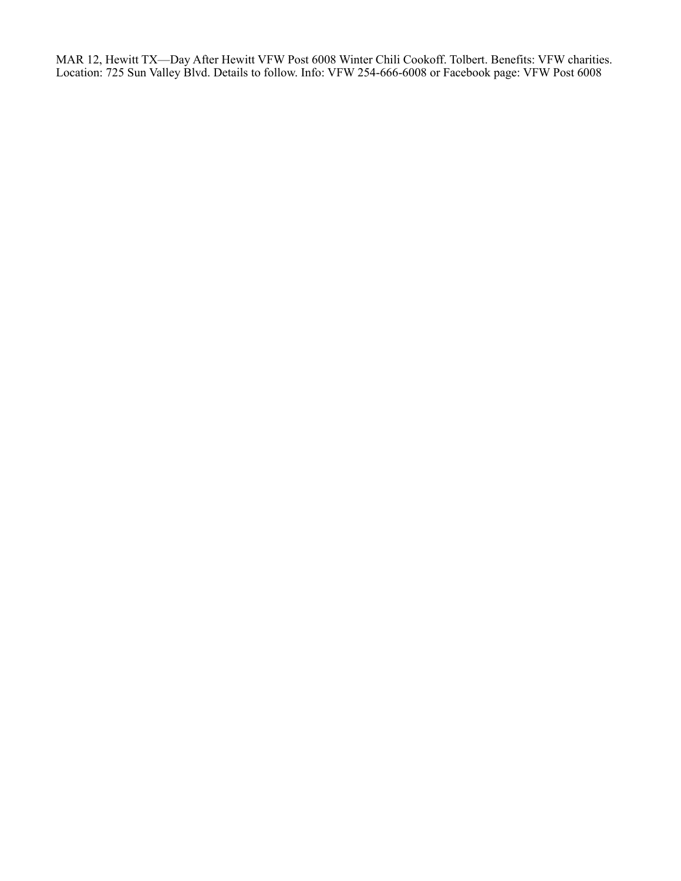MAR 12, Hewitt TX—Day After Hewitt VFW Post 6008 Winter Chili Cookoff. Tolbert. Benefits: VFW charities. Location: 725 Sun Valley Blvd. Details to follow. Info: VFW 254-666-6008 or Facebook page: VFW Post 6008